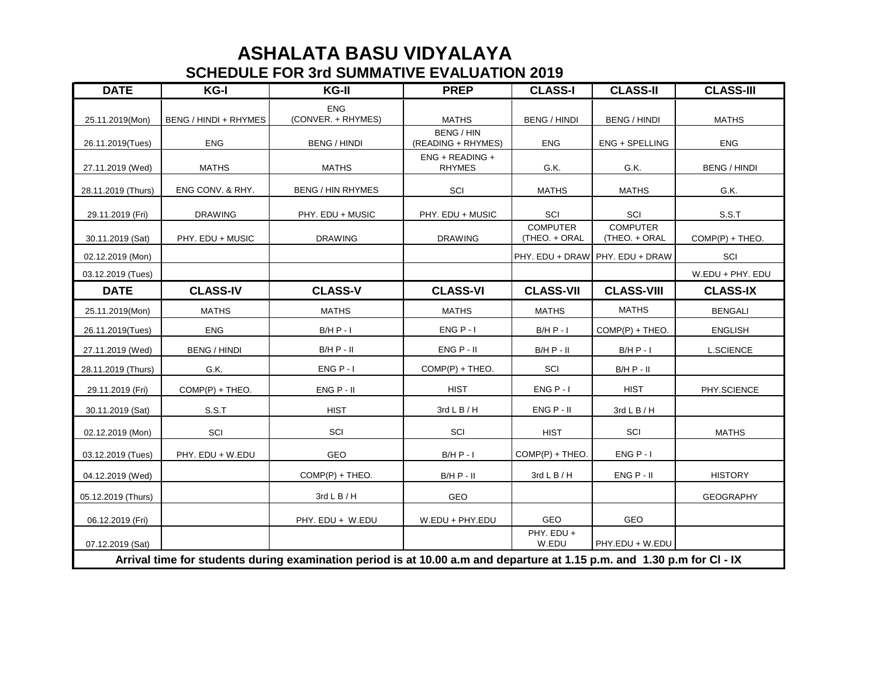# ASHALATA BASU VIDYALAYA

## SCHEDULE FOR 3rd SUMMATIVE EVALUATION 2019

| DATE | KG-I | KG-II | PREP | CLASS-I | CLASS-II | CLASS-III |
|---|---|---|---|---|---|---|
| 25.11.2019(Mon) | BENG / HINDI + RHYMES | ENG (CONVER. + RHYMES) | MATHS | BENG / HINDI | BENG / HINDI | MATHS |
| 26.11.2019(Tues) | ENG | BENG / HINDI | BENG / HIN (READING + RHYMES) | ENG | ENG + SPELLING | ENG |
| 27.11.2019 (Wed) | MATHS | MATHS | ENG + READING + RHYMES | G.K. | G.K. | BENG / HINDI |
| 28.11.2019 (Thurs) | ENG CONV. & RHY. | BENG / HIN RHYMES | SCI | MATHS | MATHS | G.K. |
| 29.11.2019 (Fri) | DRAWING | PHY. EDU + MUSIC | PHY. EDU + MUSIC | SCI | SCI | S.S.T |
| 30.11.2019 (Sat) | PHY. EDU + MUSIC | DRAWING | DRAWING | COMPUTER (THEO. + ORAL | COMPUTER (THEO. + ORAL | COMP(P) + THEO. |
| 02.12.2019 (Mon) | | | | PHY. EDU + DRAW | PHY. EDU + DRAW | SCI |
| 03.12.2019 (Tues) | | | | | | W.EDU + PHY. EDU |
| **DATE** | **CLASS-IV** | **CLASS-V** | **CLASS-VI** | **CLASS-VII** | **CLASS-VIII** | **CLASS-IX** |
| 25.11.2019(Mon) | MATHS | MATHS | MATHS | MATHS | MATHS | BENGALI |
| 26.11.2019(Tues) | ENG | B/H P - I | ENG P - I | B/H P - I | COMP(P) + THEO. | ENGLISH |
| 27.11.2019 (Wed) | BENG / HINDI | B/H P - II | ENG P - II | B/H P - II | B/H P - I | L.SCIENCE |
| 28.11.2019 (Thurs) | G.K. | ENG P - I | COMP(P) + THEO. | SCI | B/H P - II | |
| 29.11.2019 (Fri) | COMP(P) + THEO. | ENG P - II | HIST | ENG P - I | HIST | PHY.SCIENCE |
| 30.11.2019 (Sat) | S.S.T | HIST | 3rd L B / H | ENG P - II | 3rd L B / H | |
| 02.12.2019 (Mon) | SCI | SCI | SCI | HIST | SCI | MATHS |
| 03.12.2019 (Tues) | PHY. EDU + W.EDU | GEO | B/H P - I | COMP(P) + THEO. | ENG P - I | |
| 04.12.2019 (Wed) | | COMP(P) + THEO. | B/H P - II | 3rd L B / H | ENG P - II | HISTORY |
| 05.12.2019 (Thurs) | | 3rd L B / H | GEO | | | GEOGRAPHY |
| 06.12.2019 (Fri) | | PHY. EDU + W.EDU | W.EDU + PHY.EDU | GEO | GEO | |
| 07.12.2019 (Sat) | | | | PHY. EDU + W.EDU | PHY.EDU + W.EDU | |

**Arrival time for students during examination period is at 10.00 a.m and departure at 1.15 p.m. and 1.30 p.m for Cl - IX**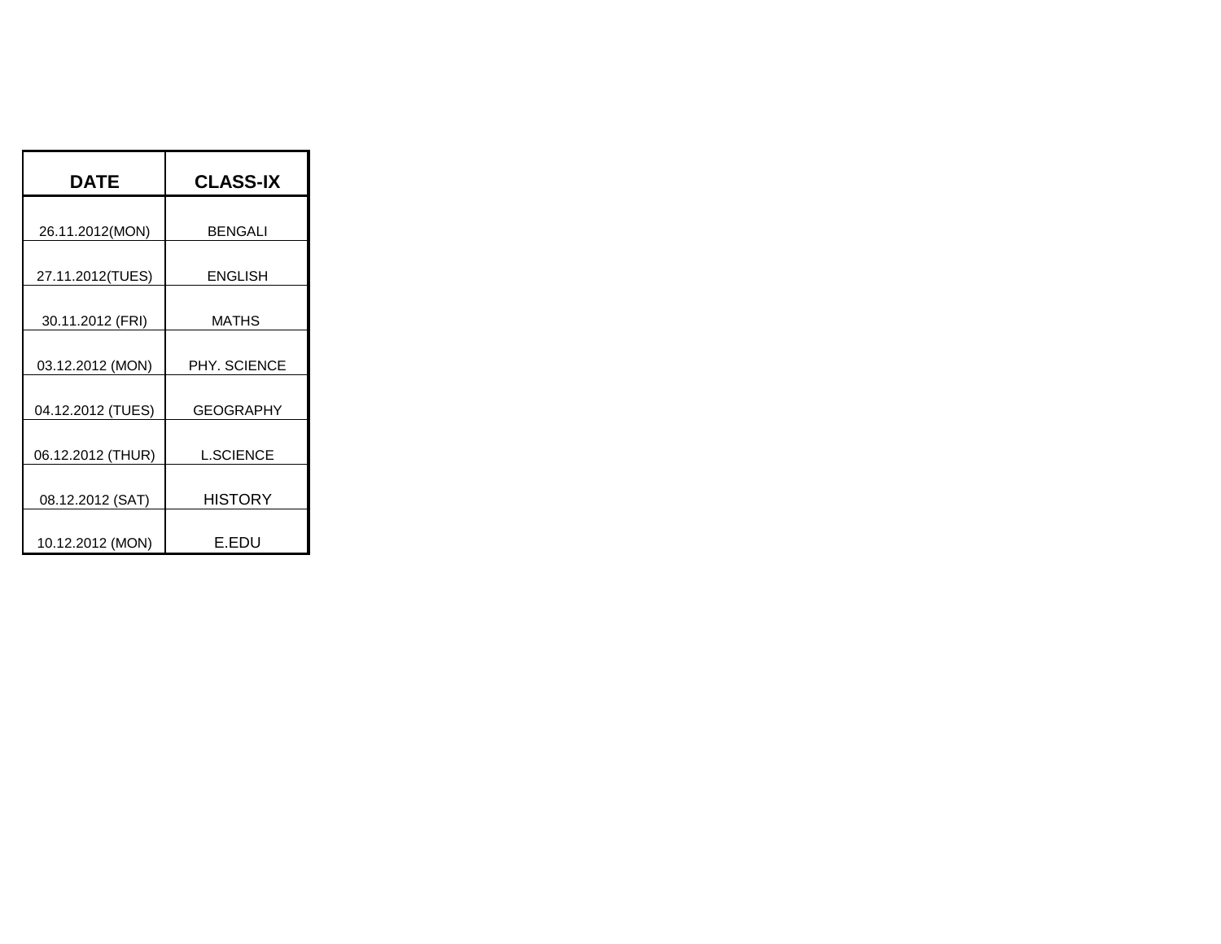| DATE | CLASS-IX |
|---|---|
| 26.11.2012(MON) | BENGALI |
| 27.11.2012(TUES) | ENGLISH |
| 30.11.2012 (FRI) | MATHS |
| 03.12.2012 (MON) | PHY. SCIENCE |
| 04.12.2012 (TUES) | GEOGRAPHY |
| 06.12.2012 (THUR) | L.SCIENCE |
| 08.12.2012 (SAT) | HISTORY |
| 10.12.2012 (MON) | E.EDU |